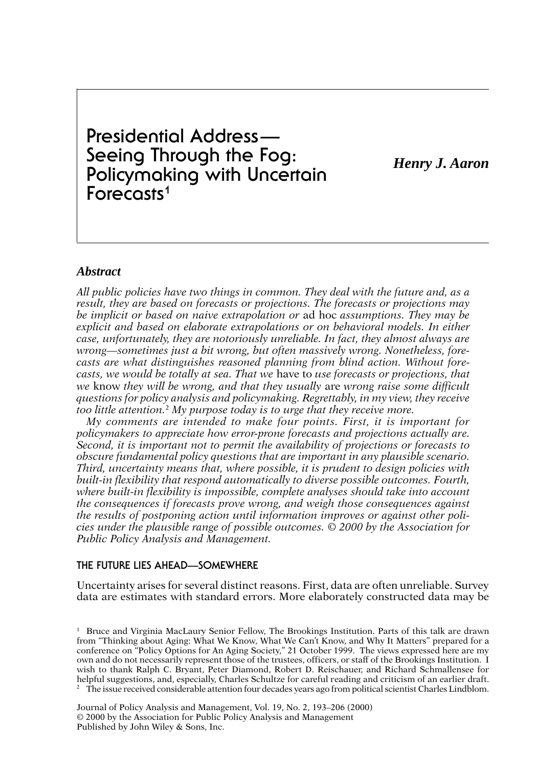# Presidential Address—Seeing Through the Fog: Policymaking with Uncertain Forecasts[1]

***Henry J. Aaron***

### *Abstract*

*All public policies have two things in common. They deal with the future and, as a result, they are based on forecasts or projections. The forecasts or projections may be implicit or based on naive extrapolation or* ad hoc *assumptions. They may be explicit and based on elaborate extrapolations or on behavioral models. In either case, unfortunately, they are notoriously unreliable. In fact, they almost always are wrong—sometimes just a bit wrong, but often massively wrong. Nonetheless, forecasts are what distinguishes reasoned planning from blind action. Without forecasts, we would be totally at sea. That we* have to *use forecasts or projections, that we* know *they will be wrong, and that they usually* are *wrong raise some difficult questions for policy analysis and policymaking. Regrettably, in my view, they receive too little attention.*[2] *My purpose today is to urge that they receive more.*

*My comments are intended to make four points. First, it is important for policymakers to appreciate how error-prone forecasts and projections actually are. Second, it is important not to permit the availability of projections or forecasts to obscure fundamental policy questions that are important in any plausible scenario. Third, uncertainty means that, where possible, it is prudent to design policies with built-in flexibility that respond automatically to diverse possible outcomes. Fourth, where built-in flexibility is impossible, complete analyses should take into account the consequences if forecasts prove wrong, and weigh those consequences against the results of postponing action until information improves or against other policies under the plausible range of possible outcomes. © 2000 by the Association for Public Policy Analysis and Management.*

## THE FUTURE LIES AHEAD—SOMEWHERE

Uncertainty arises for several distinct reasons. First, data are often unreliable. Survey data are estimates with standard errors. More elaborately constructed data may be

[1] Bruce and Virginia MacLaury Senior Fellow, The Brookings Institution. Parts of this talk are drawn from "Thinking about Aging: What We Know, What We Can't Know, and Why It Matters" prepared for a conference on "Policy Options for An Aging Society," 21 October 1999. The views expressed here are my own and do not necessarily represent those of the trustees, officers, or staff of the Brookings Institution. I wish to thank Ralph C. Bryant, Peter Diamond, Robert D. Reischauer, and Richard Schmallensee for helpful suggestions, and, especially, Charles Schultze for careful reading and criticism of an earlier draft.

[2] The issue received considerable attention four decades years ago from political scientist Charles Lindblom.

Journal of Policy Analysis and Management, Vol. 19, No. 2, 193–206 (2000)
© 2000 by the Association for Public Policy Analysis and Management
Published by John Wiley & Sons, Inc.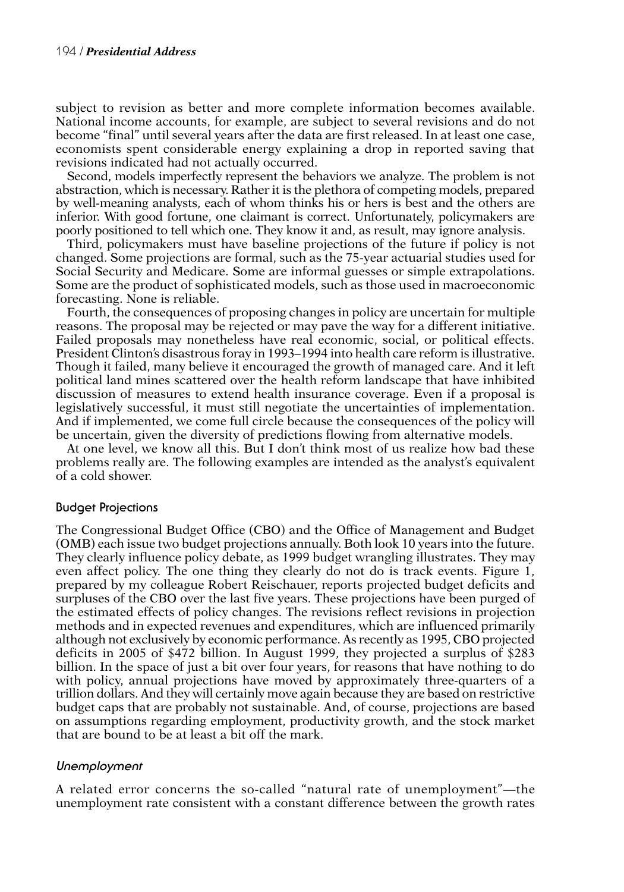subject to revision as better and more complete information becomes available. National income accounts, for example, are subject to several revisions and do not become "final" until several years after the data are first released. In at least one case, economists spent considerable energy explaining a drop in reported saving that revisions indicated had not actually occurred.

Second, models imperfectly represent the behaviors we analyze. The problem is not abstraction, which is necessary. Rather it is the plethora of competing models, prepared by well-meaning analysts, each of whom thinks his or hers is best and the others are inferior. With good fortune, one claimant is correct. Unfortunately, policymakers are poorly positioned to tell which one. They know it and, as result, may ignore analysis.

Third, policymakers must have baseline projections of the future if policy is not changed. Some projections are formal, such as the 75-year actuarial studies used for Social Security and Medicare. Some are informal guesses or simple extrapolations. Some are the product of sophisticated models, such as those used in macroeconomic forecasting. None is reliable.

Fourth, the consequences of proposing changes in policy are uncertain for multiple reasons. The proposal may be rejected or may pave the way for a different initiative. Failed proposals may nonetheless have real economic, social, or political effects. President Clinton's disastrous foray in 1993–1994 into health care reform is illustrative. Though it failed, many believe it encouraged the growth of managed care. And it left political land mines scattered over the health reform landscape that have inhibited discussion of measures to extend health insurance coverage. Even if a proposal is legislatively successful, it must still negotiate the uncertainties of implementation. And if implemented, we come full circle because the consequences of the policy will be uncertain, given the diversity of predictions flowing from alternative models.

At one level, we know all this. But I don't think most of us realize how bad these problems really are. The following examples are intended as the analyst's equivalent of a cold shower.

### Budget Projections

The Congressional Budget Office (CBO) and the Office of Management and Budget (OMB) each issue two budget projections annually. Both look 10 years into the future. They clearly influence policy debate, as 1999 budget wrangling illustrates. They may even affect policy. The one thing they clearly do not do is track events. Figure 1, prepared by my colleague Robert Reischauer, reports projected budget deficits and surpluses of the CBO over the last five years. These projections have been purged of the estimated effects of policy changes. The revisions reflect revisions in projection methods and in expected revenues and expenditures, which are influenced primarily although not exclusively by economic performance. As recently as 1995, CBO projected deficits in 2005 of $472 billion. In August 1999, they projected a surplus of $283 billion. In the space of just a bit over four years, for reasons that have nothing to do with policy, annual projections have moved by approximately three-quarters of a trillion dollars. And they will certainly move again because they are based on restrictive budget caps that are probably not sustainable. And, of course, projections are based on assumptions regarding employment, productivity growth, and the stock market that are bound to be at least a bit off the mark.

### *Unemployment*

A related error concerns the so-called "natural rate of unemployment"—the unemployment rate consistent with a constant difference between the growth rates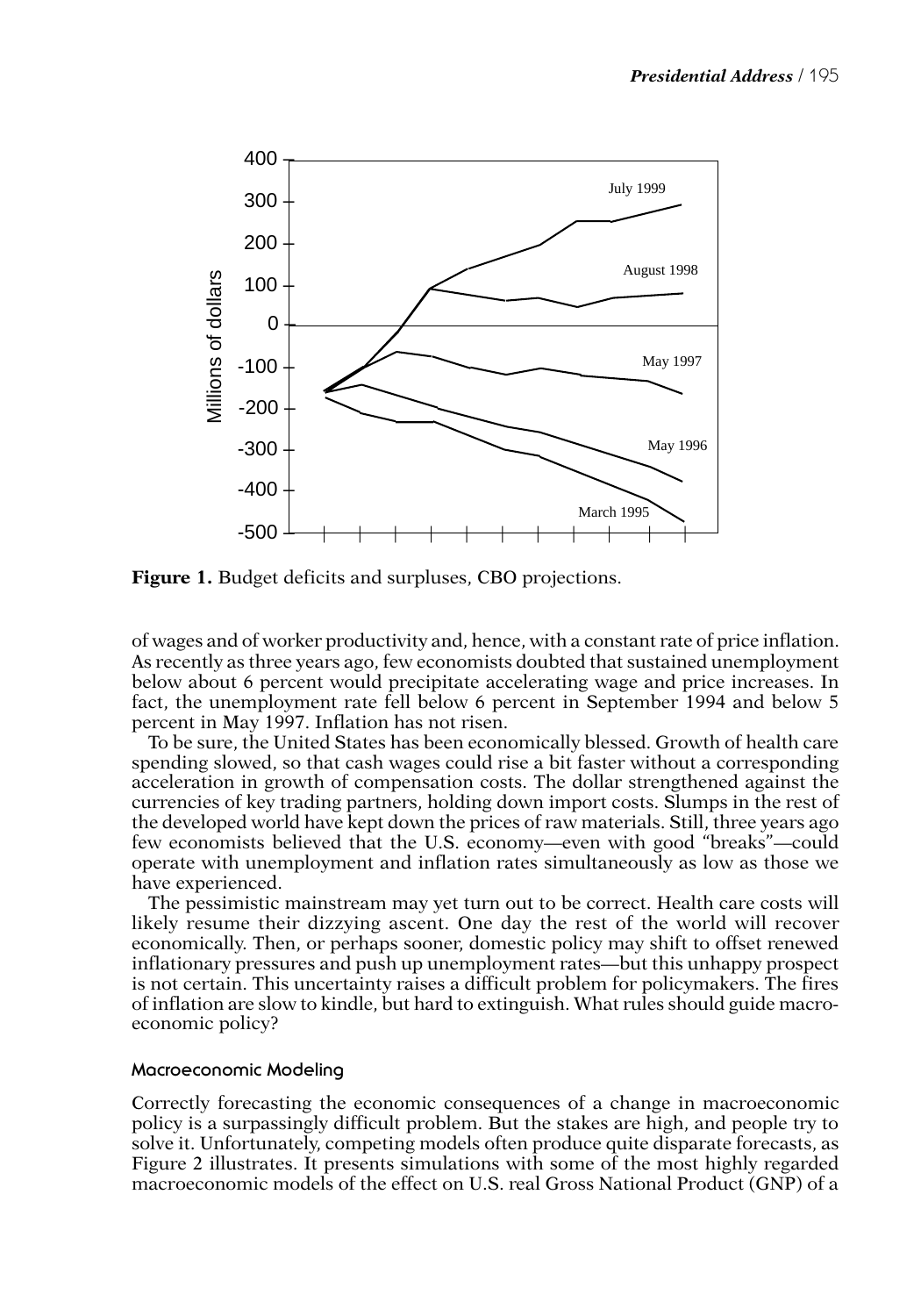**Figure 1.** Budget deficits and surpluses, CBO projections.

of wages and of worker productivity and, hence, with a constant rate of price inflation. As recently as three years ago, few economists doubted that sustained unemployment below about 6 percent would precipitate accelerating wage and price increases. In fact, the unemployment rate fell below 6 percent in September 1994 and below 5 percent in May 1997. Inflation has not risen.

To be sure, the United States has been economically blessed. Growth of health care spending slowed, so that cash wages could rise a bit faster without a corresponding acceleration in growth of compensation costs. The dollar strengthened against the currencies of key trading partners, holding down import costs. Slumps in the rest of the developed world have kept down the prices of raw materials. Still, three years ago few economists believed that the U.S. economy—even with good "breaks"—could operate with unemployment and inflation rates simultaneously as low as those we have experienced.

The pessimistic mainstream may yet turn out to be correct. Health care costs will likely resume their dizzying ascent. One day the rest of the world will recover economically. Then, or perhaps sooner, domestic policy may shift to offset renewed inflationary pressures and push up unemployment rates—but this unhappy prospect is not certain. This uncertainty raises a difficult problem for policymakers. The fires of inflation are slow to kindle, but hard to extinguish. What rules should guide macroeconomic policy?

### Macroeconomic Modeling

Correctly forecasting the economic consequences of a change in macroeconomic policy is a surpassingly difficult problem. But the stakes are high, and people try to solve it. Unfortunately, competing models often produce quite disparate forecasts, as Figure 2 illustrates. It presents simulations with some of the most highly regarded macroeconomic models of the effect on U.S. real Gross National Product (GNP) of a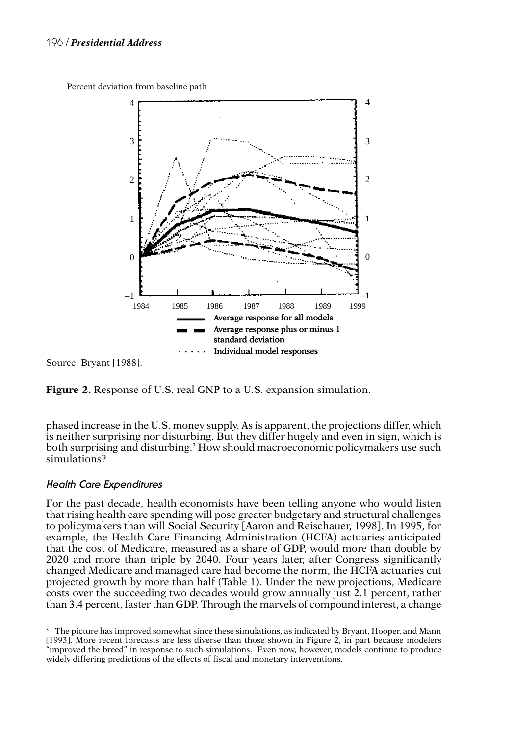Percent deviation from baseline path

Source: Bryant [1988].

**Figure 2.** Response of U.S. real GNP to a U.S. expansion simulation.

phased increase in the U.S. money supply. As is apparent, the projections differ, which is neither surprising nor disturbing. But they differ hugely and even in sign, which is both surprising and disturbing.[3] How should macroeconomic policymakers use such simulations?

### *Health Care Expenditures*

For the past decade, health economists have been telling anyone who would listen that rising health care spending will pose greater budgetary and structural challenges to policymakers than will Social Security [Aaron and Reischauer, 1998]. In 1995, for example, the Health Care Financing Administration (HCFA) actuaries anticipated that the cost of Medicare, measured as a share of GDP, would more than double by 2020 and more than triple by 2040. Four years later, after Congress significantly changed Medicare and managed care had become the norm, the HCFA actuaries cut projected growth by more than half (Table 1). Under the new projections, Medicare costs over the succeeding two decades would grow annually just 2.1 percent, rather than 3.4 percent, faster than GDP. Through the marvels of compound interest, a change

[3] The picture has improved somewhat since these simulations, as indicated by Bryant, Hooper, and Mann [1993]. More recent forecasts are less diverse than those shown in Figure 2, in part because modelers "improved the breed" in response to such simulations. Even now, however, models continue to produce widely differing predictions of the effects of fiscal and monetary interventions.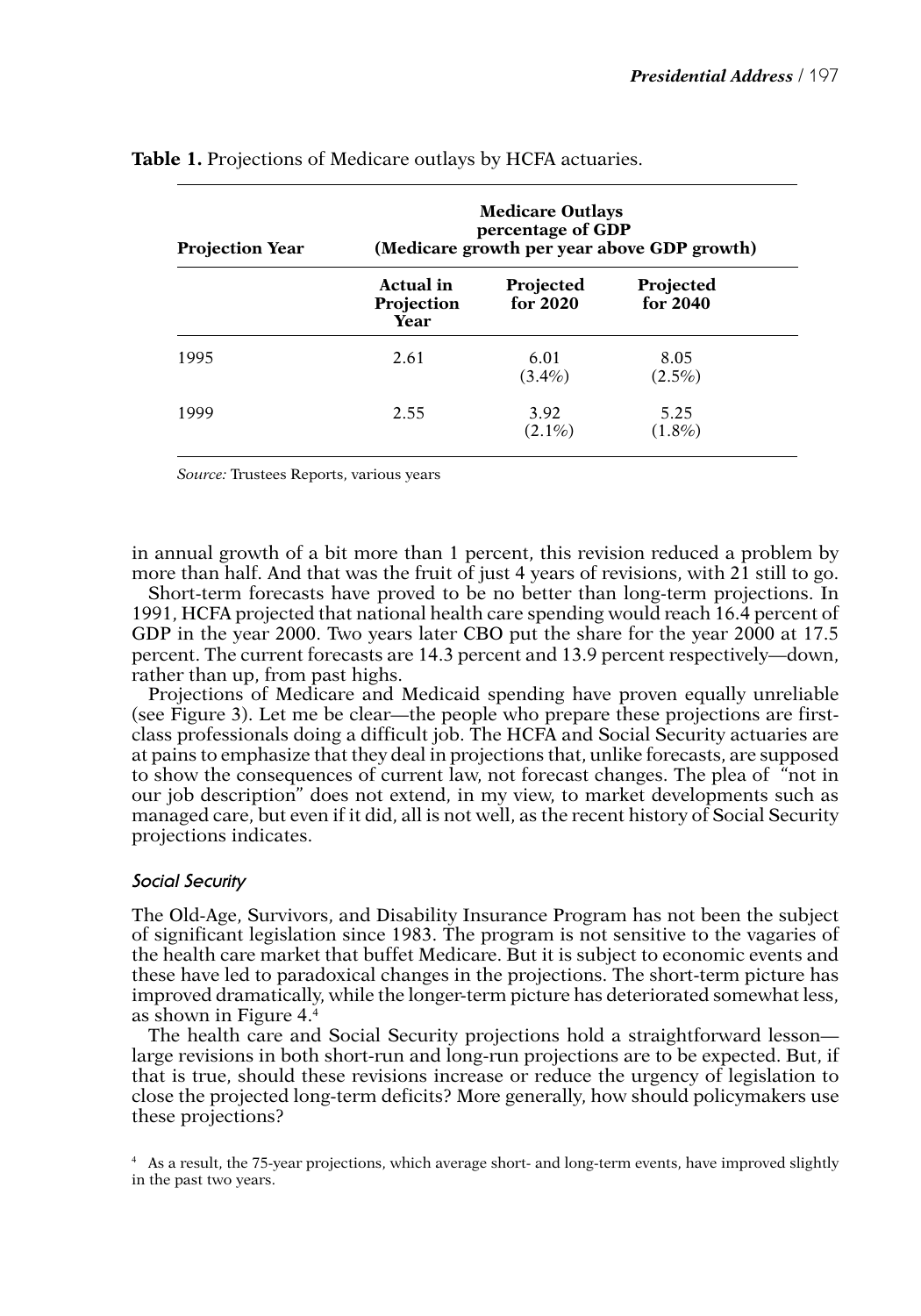**Table 1.** Projections of Medicare outlays by HCFA actuaries.

| Projection Year | Medicare Outlays percentage of GDP (Medicare growth per year above GDP growth) | | |
|---|---|---|---|
| | Actual in Projection Year | Projected for 2020 | Projected for 2040 |
| 1995 | 2.61 | 6.01 (3.4%) | 8.05 (2.5%) |
| 1999 | 2.55 | 3.92 (2.1%) | 5.25 (1.8%) |

*Source:* Trustees Reports, various years

in annual growth of a bit more than 1 percent, this revision reduced a problem by more than half. And that was the fruit of just 4 years of revisions, with 21 still to go.

Short-term forecasts have proved to be no better than long-term projections. In 1991, HCFA projected that national health care spending would reach 16.4 percent of GDP in the year 2000. Two years later CBO put the share for the year 2000 at 17.5 percent. The current forecasts are 14.3 percent and 13.9 percent respectively—down, rather than up, from past highs.

Projections of Medicare and Medicaid spending have proven equally unreliable (see Figure 3). Let me be clear—the people who prepare these projections are first-class professionals doing a difficult job. The HCFA and Social Security actuaries are at pains to emphasize that they deal in projections that, unlike forecasts, are supposed to show the consequences of current law, not forecast changes. The plea of "not in our job description" does not extend, in my view, to market developments such as managed care, but even if it did, all is not well, as the recent history of Social Security projections indicates.

### *Social Security*

The Old-Age, Survivors, and Disability Insurance Program has not been the subject of significant legislation since 1983. The program is not sensitive to the vagaries of the health care market that buffet Medicare. But it is subject to economic events and these have led to paradoxical changes in the projections. The short-term picture has improved dramatically, while the longer-term picture has deteriorated somewhat less, as shown in Figure 4.[4]

The health care and Social Security projections hold a straightforward lesson—large revisions in both short-run and long-run projections are to be expected. But, if that is true, should these revisions increase or reduce the urgency of legislation to close the projected long-term deficits? More generally, how should policymakers use these projections?

[4] As a result, the 75-year projections, which average short- and long-term events, have improved slightly in the past two years.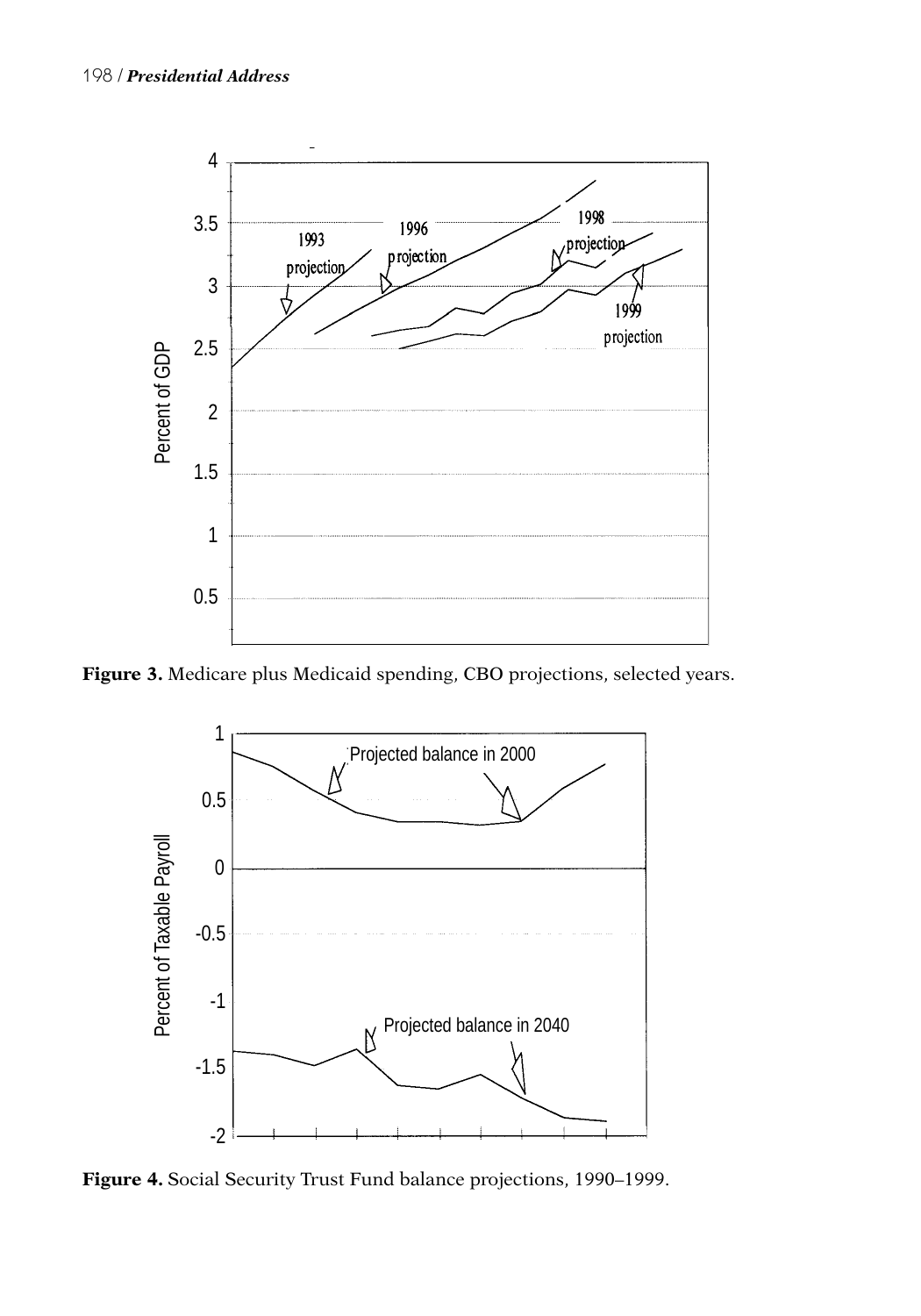Figure 3. Medicare plus Medicaid spending, CBO projections, selected years.

Figure 4. Social Security Trust Fund balance projections, 1990–1999.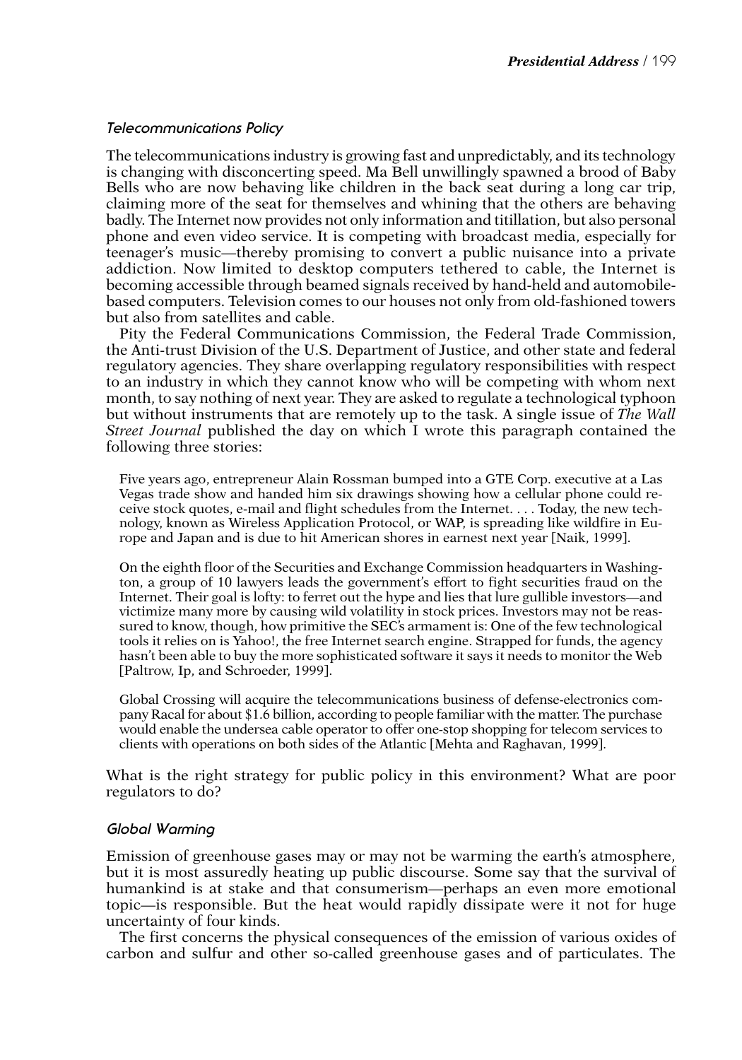### *Telecommunications Policy*

The telecommunications industry is growing fast and unpredictably, and its technology is changing with disconcerting speed. Ma Bell unwillingly spawned a brood of Baby Bells who are now behaving like children in the back seat during a long car trip, claiming more of the seat for themselves and whining that the others are behaving badly. The Internet now provides not only information and titillation, but also personal phone and even video service. It is competing with broadcast media, especially for teenager's music—thereby promising to convert a public nuisance into a private addiction. Now limited to desktop computers tethered to cable, the Internet is becoming accessible through beamed signals received by hand-held and automobile-based computers. Television comes to our houses not only from old-fashioned towers but also from satellites and cable.

Pity the Federal Communications Commission, the Federal Trade Commission, the Anti-trust Division of the U.S. Department of Justice, and other state and federal regulatory agencies. They share overlapping regulatory responsibilities with respect to an industry in which they cannot know who will be competing with whom next month, to say nothing of next year. They are asked to regulate a technological typhoon but without instruments that are remotely up to the task. A single issue of *The Wall Street Journal* published the day on which I wrote this paragraph contained the following three stories:

> Five years ago, entrepreneur Alain Rossman bumped into a GTE Corp. executive at a Las Vegas trade show and handed him six drawings showing how a cellular phone could receive stock quotes, e-mail and flight schedules from the Internet. . . . Today, the new technology, known as Wireless Application Protocol, or WAP, is spreading like wildfire in Europe and Japan and is due to hit American shores in earnest next year [Naik, 1999].

> On the eighth floor of the Securities and Exchange Commission headquarters in Washington, a group of 10 lawyers leads the government's effort to fight securities fraud on the Internet. Their goal is lofty: to ferret out the hype and lies that lure gullible investors—and victimize many more by causing wild volatility in stock prices. Investors may not be reassured to know, though, how primitive the SEC's armament is: One of the few technological tools it relies on is Yahoo!, the free Internet search engine. Strapped for funds, the agency hasn't been able to buy the more sophisticated software it says it needs to monitor the Web [Paltrow, Ip, and Schroeder, 1999].

> Global Crossing will acquire the telecommunications business of defense-electronics company Racal for about $1.6 billion, according to people familiar with the matter. The purchase would enable the undersea cable operator to offer one-stop shopping for telecom services to clients with operations on both sides of the Atlantic [Mehta and Raghavan, 1999].

What is the right strategy for public policy in this environment? What are poor regulators to do?

### *Global Warming*

Emission of greenhouse gases may or may not be warming the earth's atmosphere, but it is most assuredly heating up public discourse. Some say that the survival of humankind is at stake and that consumerism—perhaps an even more emotional topic—is responsible. But the heat would rapidly dissipate were it not for huge uncertainty of four kinds.

The first concerns the physical consequences of the emission of various oxides of carbon and sulfur and other so-called greenhouse gases and of particulates. The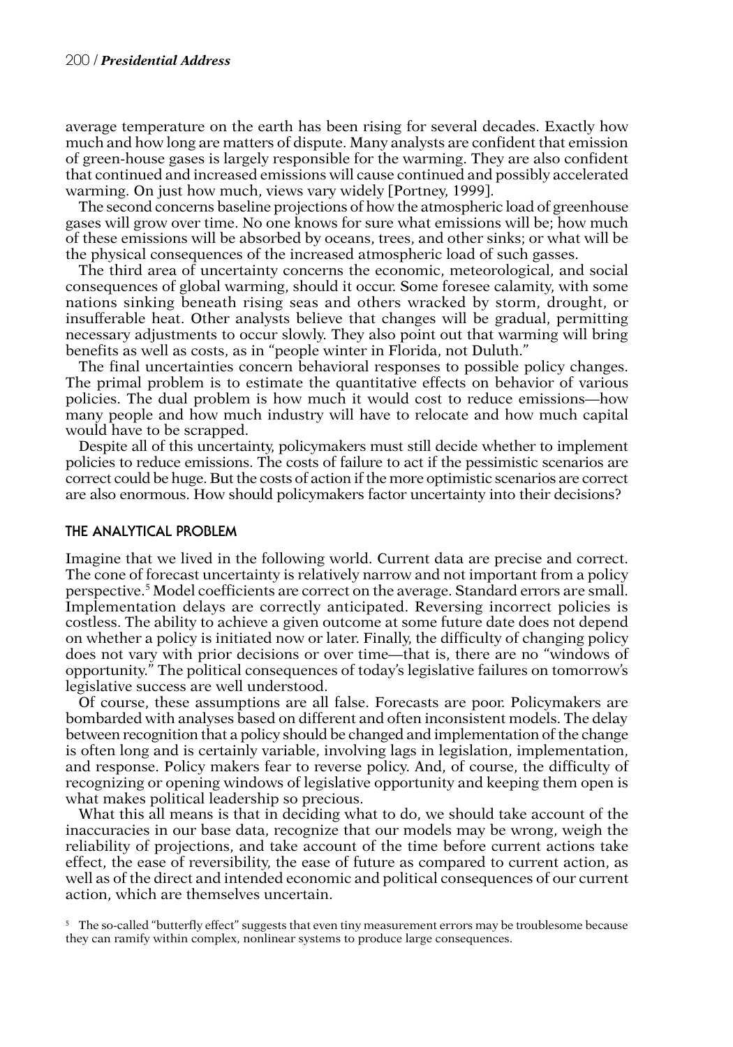average temperature on the earth has been rising for several decades. Exactly how much and how long are matters of dispute. Many analysts are confident that emission of green-house gases is largely responsible for the warming. They are also confident that continued and increased emissions will cause continued and possibly accelerated warming. On just how much, views vary widely [Portney, 1999].

The second concerns baseline projections of how the atmospheric load of greenhouse gases will grow over time. No one knows for sure what emissions will be; how much of these emissions will be absorbed by oceans, trees, and other sinks; or what will be the physical consequences of the increased atmospheric load of such gasses.

The third area of uncertainty concerns the economic, meteorological, and social consequences of global warming, should it occur. Some foresee calamity, with some nations sinking beneath rising seas and others wracked by storm, drought, or insufferable heat. Other analysts believe that changes will be gradual, permitting necessary adjustments to occur slowly. They also point out that warming will bring benefits as well as costs, as in "people winter in Florida, not Duluth."

The final uncertainties concern behavioral responses to possible policy changes. The primal problem is to estimate the quantitative effects on behavior of various policies. The dual problem is how much it would cost to reduce emissions—how many people and how much industry will have to relocate and how much capital would have to be scrapped.

Despite all of this uncertainty, policymakers must still decide whether to implement policies to reduce emissions. The costs of failure to act if the pessimistic scenarios are correct could be huge. But the costs of action if the more optimistic scenarios are correct are also enormous. How should policymakers factor uncertainty into their decisions?

## THE ANALYTICAL PROBLEM

Imagine that we lived in the following world. Current data are precise and correct. The cone of forecast uncertainty is relatively narrow and not important from a policy perspective.[5] Model coefficients are correct on the average. Standard errors are small. Implementation delays are correctly anticipated. Reversing incorrect policies is costless. The ability to achieve a given outcome at some future date does not depend on whether a policy is initiated now or later. Finally, the difficulty of changing policy does not vary with prior decisions or over time—that is, there are no "windows of opportunity." The political consequences of today's legislative failures on tomorrow's legislative success are well understood.

Of course, these assumptions are all false. Forecasts are poor. Policymakers are bombarded with analyses based on different and often inconsistent models. The delay between recognition that a policy should be changed and implementation of the change is often long and is certainly variable, involving lags in legislation, implementation, and response. Policy makers fear to reverse policy. And, of course, the difficulty of recognizing or opening windows of legislative opportunity and keeping them open is what makes political leadership so precious.

What this all means is that in deciding what to do, we should take account of the inaccuracies in our base data, recognize that our models may be wrong, weigh the reliability of projections, and take account of the time before current actions take effect, the ease of reversibility, the ease of future as compared to current action, as well as of the direct and intended economic and political consequences of our current action, which are themselves uncertain.

[5] The so-called "butterfly effect" suggests that even tiny measurement errors may be troublesome because they can ramify within complex, nonlinear systems to produce large consequences.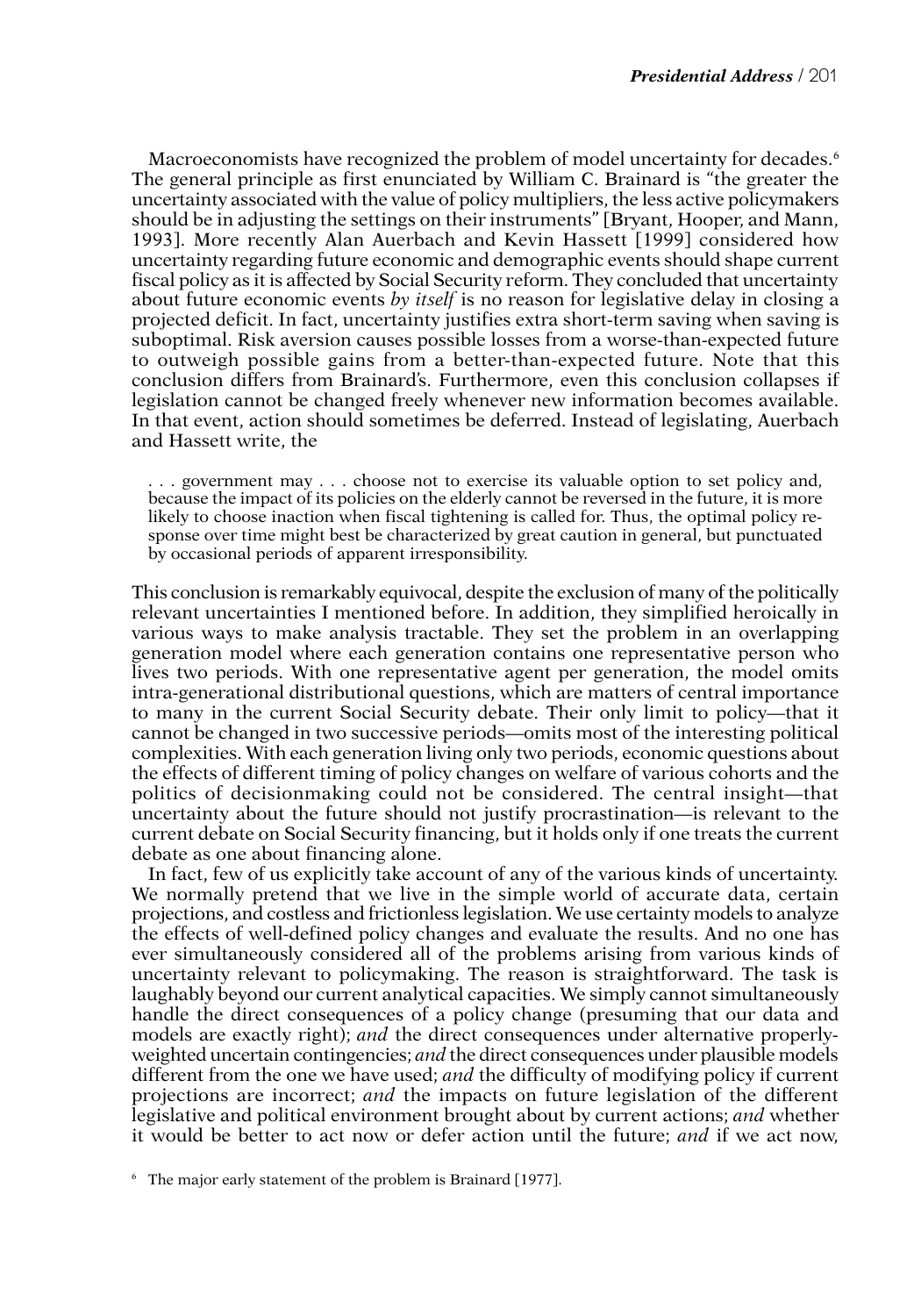Macroeconomists have recognized the problem of model uncertainty for decades.[6] The general principle as first enunciated by William C. Brainard is "the greater the uncertainty associated with the value of policy multipliers, the less active policymakers should be in adjusting the settings on their instruments" [Bryant, Hooper, and Mann, 1993]. More recently Alan Auerbach and Kevin Hassett [1999] considered how uncertainty regarding future economic and demographic events should shape current fiscal policy as it is affected by Social Security reform. They concluded that uncertainty about future economic events *by itself* is no reason for legislative delay in closing a projected deficit. In fact, uncertainty justifies extra short-term saving when saving is suboptimal. Risk aversion causes possible losses from a worse-than-expected future to outweigh possible gains from a better-than-expected future. Note that this conclusion differs from Brainard's. Furthermore, even this conclusion collapses if legislation cannot be changed freely whenever new information becomes available. In that event, action should sometimes be deferred. Instead of legislating, Auerbach and Hassett write, the

> . . . government may . . . choose not to exercise its valuable option to set policy and, because the impact of its policies on the elderly cannot be reversed in the future, it is more likely to choose inaction when fiscal tightening is called for. Thus, the optimal policy response over time might best be characterized by great caution in general, but punctuated by occasional periods of apparent irresponsibility.

This conclusion is remarkably equivocal, despite the exclusion of many of the politically relevant uncertainties I mentioned before. In addition, they simplified heroically in various ways to make analysis tractable. They set the problem in an overlapping generation model where each generation contains one representative person who lives two periods. With one representative agent per generation, the model omits intra-generational distributional questions, which are matters of central importance to many in the current Social Security debate. Their only limit to policy—that it cannot be changed in two successive periods—omits most of the interesting political complexities. With each generation living only two periods, economic questions about the effects of different timing of policy changes on welfare of various cohorts and the politics of decisionmaking could not be considered. The central insight—that uncertainty about the future should not justify procrastination—is relevant to the current debate on Social Security financing, but it holds only if one treats the current debate as one about financing alone.

In fact, few of us explicitly take account of any of the various kinds of uncertainty. We normally pretend that we live in the simple world of accurate data, certain projections, and costless and frictionless legislation. We use certainty models to analyze the effects of well-defined policy changes and evaluate the results. And no one has ever simultaneously considered all of the problems arising from various kinds of uncertainty relevant to policymaking. The reason is straightforward. The task is laughably beyond our current analytical capacities. We simply cannot simultaneously handle the direct consequences of a policy change (presuming that our data and models are exactly right); *and* the direct consequences under alternative properly-weighted uncertain contingencies; *and* the direct consequences under plausible models different from the one we have used; *and* the difficulty of modifying policy if current projections are incorrect; *and* the impacts on future legislation of the different legislative and political environment brought about by current actions; *and* whether it would be better to act now or defer action until the future; *and* if we act now,

[6] The major early statement of the problem is Brainard [1977].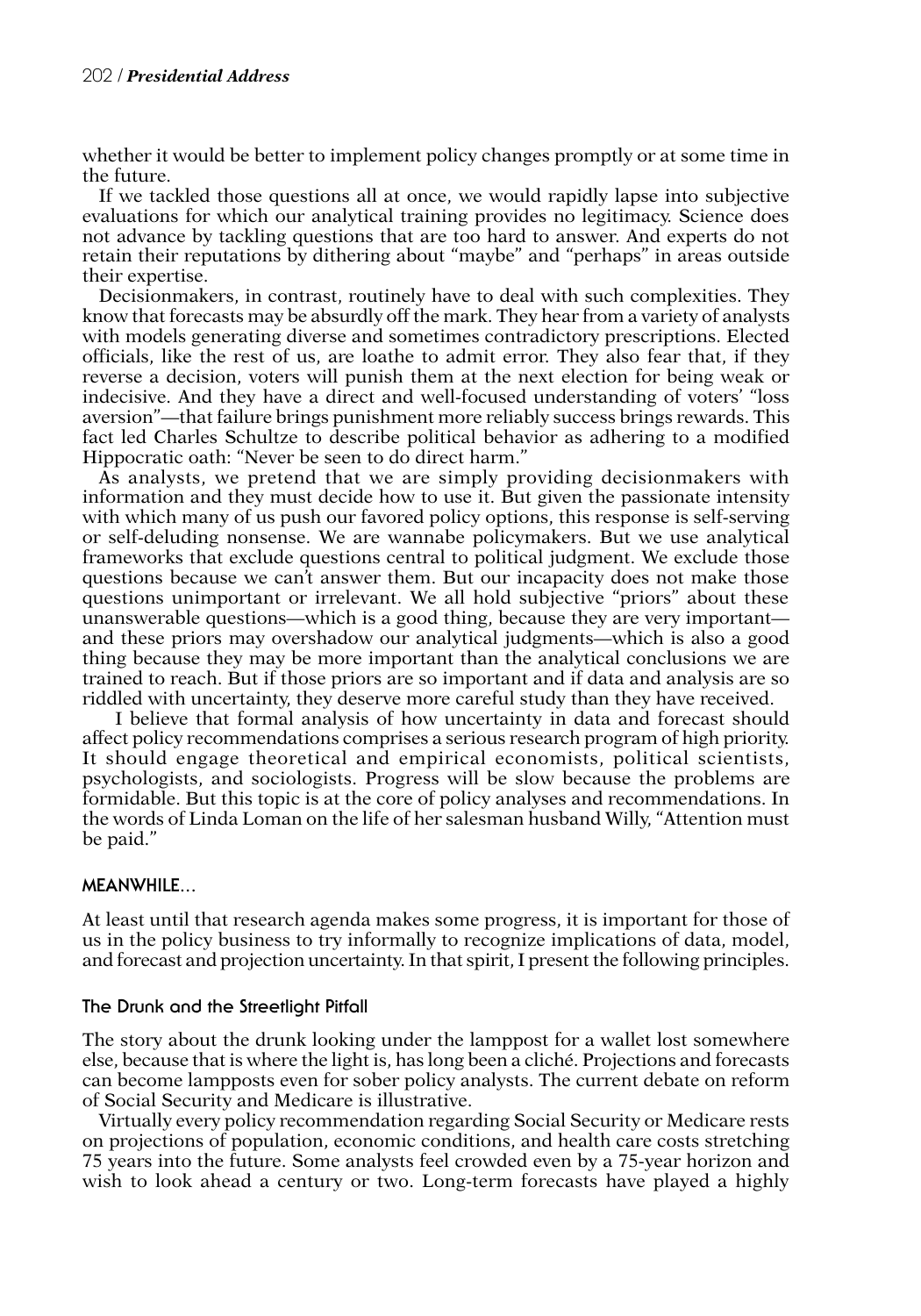whether it would be better to implement policy changes promptly or at some time in the future.

If we tackled those questions all at once, we would rapidly lapse into subjective evaluations for which our analytical training provides no legitimacy. Science does not advance by tackling questions that are too hard to answer. And experts do not retain their reputations by dithering about "maybe" and "perhaps" in areas outside their expertise.

Decisionmakers, in contrast, routinely have to deal with such complexities. They know that forecasts may be absurdly off the mark. They hear from a variety of analysts with models generating diverse and sometimes contradictory prescriptions. Elected officials, like the rest of us, are loathe to admit error. They also fear that, if they reverse a decision, voters will punish them at the next election for being weak or indecisive. And they have a direct and well-focused understanding of voters' "loss aversion"—that failure brings punishment more reliably success brings rewards. This fact led Charles Schultze to describe political behavior as adhering to a modified Hippocratic oath: "Never be seen to do direct harm."

As analysts, we pretend that we are simply providing decisionmakers with information and they must decide how to use it. But given the passionate intensity with which many of us push our favored policy options, this response is self-serving or self-deluding nonsense. We are wannabe policymakers. But we use analytical frameworks that exclude questions central to political judgment. We exclude those questions because we can't answer them. But our incapacity does not make those questions unimportant or irrelevant. We all hold subjective "priors" about these unanswerable questions—which is a good thing, because they are very important—and these priors may overshadow our analytical judgments—which is also a good thing because they may be more important than the analytical conclusions we are trained to reach. But if those priors are so important and if data and analysis are so riddled with uncertainty, they deserve more careful study than they have received.

I believe that formal analysis of how uncertainty in data and forecast should affect policy recommendations comprises a serious research program of high priority. It should engage theoretical and empirical economists, political scientists, psychologists, and sociologists. Progress will be slow because the problems are formidable. But this topic is at the core of policy analyses and recommendations. In the words of Linda Loman on the life of her salesman husband Willy, "Attention must be paid."

## MEANWHILE…

At least until that research agenda makes some progress, it is important for those of us in the policy business to try informally to recognize implications of data, model, and forecast and projection uncertainty. In that spirit, I present the following principles.

### The Drunk and the Streetlight Pitfall

The story about the drunk looking under the lamppost for a wallet lost somewhere else, because that is where the light is, has long been a cliché. Projections and forecasts can become lampposts even for sober policy analysts. The current debate on reform of Social Security and Medicare is illustrative.

Virtually every policy recommendation regarding Social Security or Medicare rests on projections of population, economic conditions, and health care costs stretching 75 years into the future. Some analysts feel crowded even by a 75-year horizon and wish to look ahead a century or two. Long-term forecasts have played a highly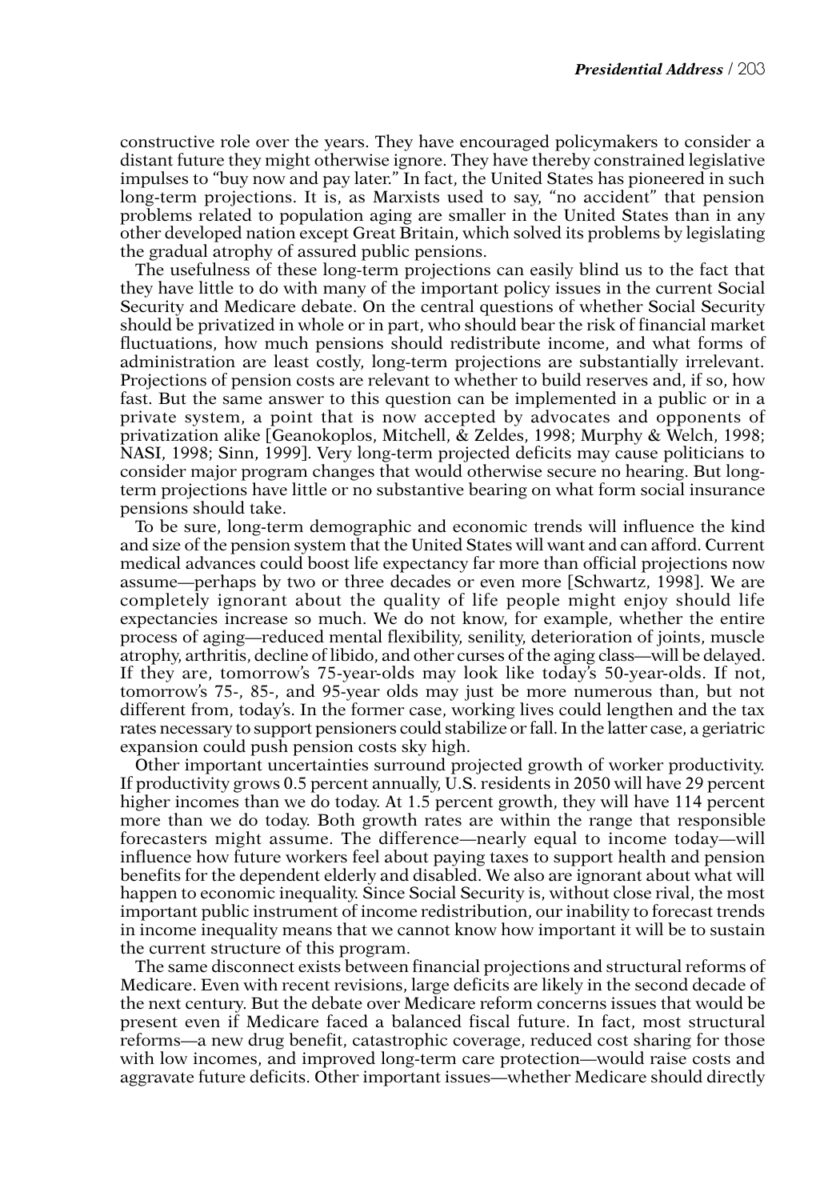constructive role over the years. They have encouraged policymakers to consider a distant future they might otherwise ignore. They have thereby constrained legislative impulses to "buy now and pay later." In fact, the United States has pioneered in such long-term projections. It is, as Marxists used to say, "no accident" that pension problems related to population aging are smaller in the United States than in any other developed nation except Great Britain, which solved its problems by legislating the gradual atrophy of assured public pensions.

The usefulness of these long-term projections can easily blind us to the fact that they have little to do with many of the important policy issues in the current Social Security and Medicare debate. On the central questions of whether Social Security should be privatized in whole or in part, who should bear the risk of financial market fluctuations, how much pensions should redistribute income, and what forms of administration are least costly, long-term projections are substantially irrelevant. Projections of pension costs are relevant to whether to build reserves and, if so, how fast. But the same answer to this question can be implemented in a public or in a private system, a point that is now accepted by advocates and opponents of privatization alike [Geanokoplos, Mitchell, & Zeldes, 1998; Murphy & Welch, 1998; NASI, 1998; Sinn, 1999]. Very long-term projected deficits may cause politicians to consider major program changes that would otherwise secure no hearing. But long-term projections have little or no substantive bearing on what form social insurance pensions should take.

To be sure, long-term demographic and economic trends will influence the kind and size of the pension system that the United States will want and can afford. Current medical advances could boost life expectancy far more than official projections now assume—perhaps by two or three decades or even more [Schwartz, 1998]. We are completely ignorant about the quality of life people might enjoy should life expectancies increase so much. We do not know, for example, whether the entire process of aging—reduced mental flexibility, senility, deterioration of joints, muscle atrophy, arthritis, decline of libido, and other curses of the aging class—will be delayed. If they are, tomorrow's 75-year-olds may look like today's 50-year-olds. If not, tomorrow's 75-, 85-, and 95-year olds may just be more numerous than, but not different from, today's. In the former case, working lives could lengthen and the tax rates necessary to support pensioners could stabilize or fall. In the latter case, a geriatric expansion could push pension costs sky high.

Other important uncertainties surround projected growth of worker productivity. If productivity grows 0.5 percent annually, U.S. residents in 2050 will have 29 percent higher incomes than we do today. At 1.5 percent growth, they will have 114 percent more than we do today. Both growth rates are within the range that responsible forecasters might assume. The difference—nearly equal to income today—will influence how future workers feel about paying taxes to support health and pension benefits for the dependent elderly and disabled. We also are ignorant about what will happen to economic inequality. Since Social Security is, without close rival, the most important public instrument of income redistribution, our inability to forecast trends in income inequality means that we cannot know how important it will be to sustain the current structure of this program.

The same disconnect exists between financial projections and structural reforms of Medicare. Even with recent revisions, large deficits are likely in the second decade of the next century. But the debate over Medicare reform concerns issues that would be present even if Medicare faced a balanced fiscal future. In fact, most structural reforms—a new drug benefit, catastrophic coverage, reduced cost sharing for those with low incomes, and improved long-term care protection—would raise costs and aggravate future deficits. Other important issues—whether Medicare should directly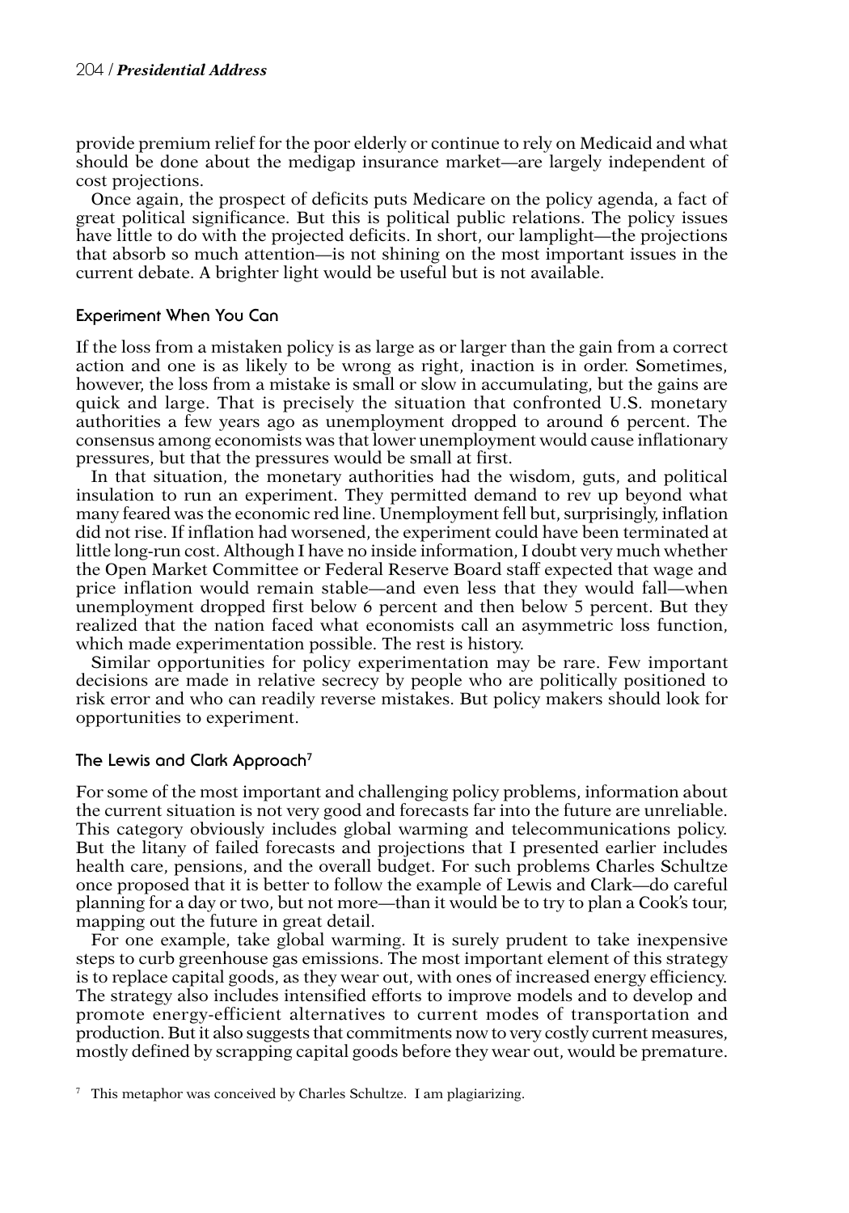provide premium relief for the poor elderly or continue to rely on Medicaid and what should be done about the medigap insurance market—are largely independent of cost projections.

Once again, the prospect of deficits puts Medicare on the policy agenda, a fact of great political significance. But this is political public relations. The policy issues have little to do with the projected deficits. In short, our lamplight—the projections that absorb so much attention—is not shining on the most important issues in the current debate. A brighter light would be useful but is not available.

## Experiment When You Can

If the loss from a mistaken policy is as large as or larger than the gain from a correct action and one is as likely to be wrong as right, inaction is in order. Sometimes, however, the loss from a mistake is small or slow in accumulating, but the gains are quick and large. That is precisely the situation that confronted U.S. monetary authorities a few years ago as unemployment dropped to around 6 percent. The consensus among economists was that lower unemployment would cause inflationary pressures, but that the pressures would be small at first.

In that situation, the monetary authorities had the wisdom, guts, and political insulation to run an experiment. They permitted demand to rev up beyond what many feared was the economic red line. Unemployment fell but, surprisingly, inflation did not rise. If inflation had worsened, the experiment could have been terminated at little long-run cost. Although I have no inside information, I doubt very much whether the Open Market Committee or Federal Reserve Board staff expected that wage and price inflation would remain stable—and even less that they would fall—when unemployment dropped first below 6 percent and then below 5 percent. But they realized that the nation faced what economists call an asymmetric loss function, which made experimentation possible. The rest is history.

Similar opportunities for policy experimentation may be rare. Few important decisions are made in relative secrecy by people who are politically positioned to risk error and who can readily reverse mistakes. But policy makers should look for opportunities to experiment.

## The Lewis and Clark Approach[7]

For some of the most important and challenging policy problems, information about the current situation is not very good and forecasts far into the future are unreliable. This category obviously includes global warming and telecommunications policy. But the litany of failed forecasts and projections that I presented earlier includes health care, pensions, and the overall budget. For such problems Charles Schultze once proposed that it is better to follow the example of Lewis and Clark—do careful planning for a day or two, but not more—than it would be to try to plan a Cook's tour, mapping out the future in great detail.

For one example, take global warming. It is surely prudent to take inexpensive steps to curb greenhouse gas emissions. The most important element of this strategy is to replace capital goods, as they wear out, with ones of increased energy efficiency. The strategy also includes intensified efforts to improve models and to develop and promote energy-efficient alternatives to current modes of transportation and production. But it also suggests that commitments now to very costly current measures, mostly defined by scrapping capital goods before they wear out, would be premature.

[7] This metaphor was conceived by Charles Schultze. I am plagiarizing.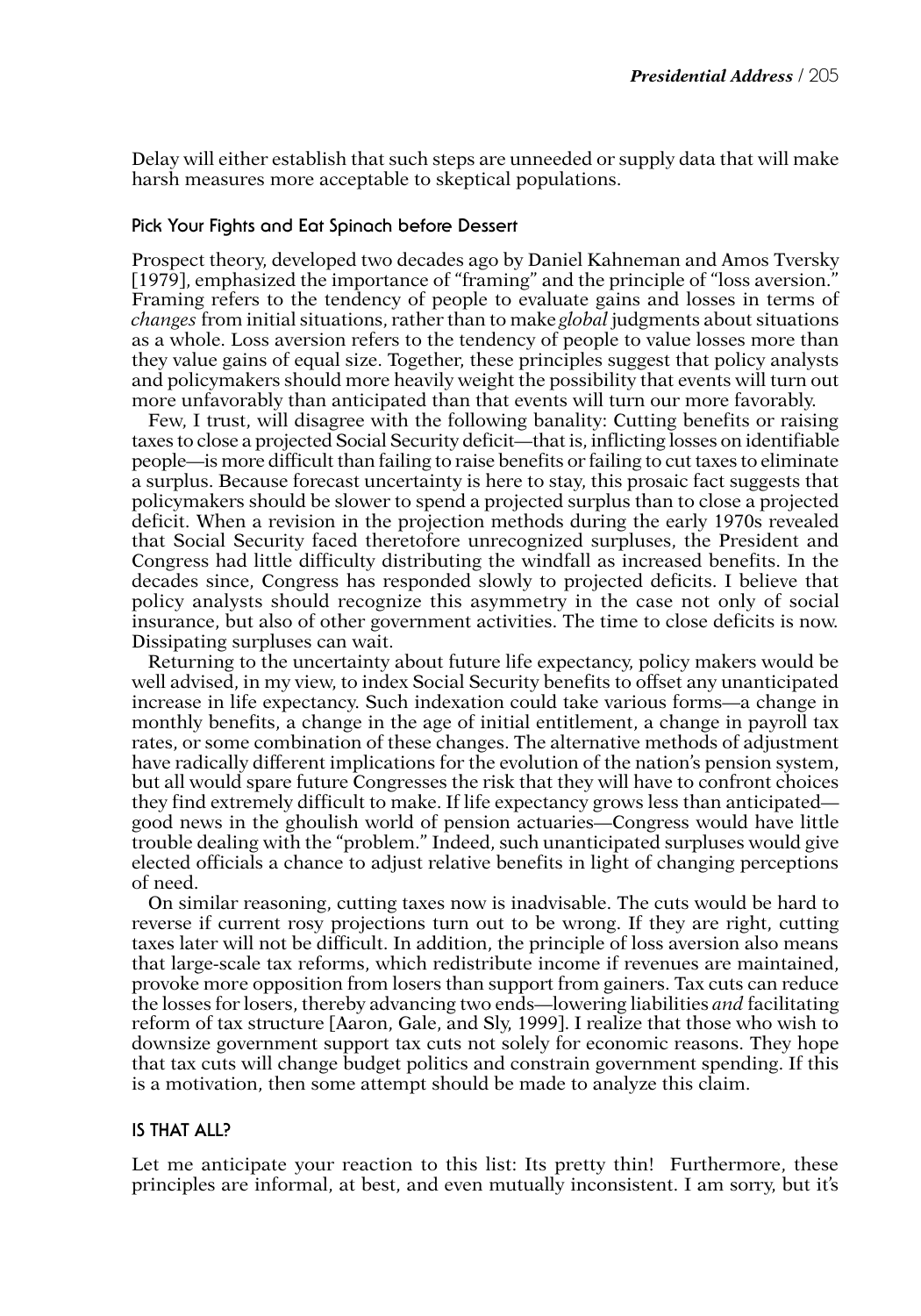Delay will either establish that such steps are unneeded or supply data that will make harsh measures more acceptable to skeptical populations.

### Pick Your Fights and Eat Spinach before Dessert

Prospect theory, developed two decades ago by Daniel Kahneman and Amos Tversky [1979], emphasized the importance of "framing" and the principle of "loss aversion." Framing refers to the tendency of people to evaluate gains and losses in terms of *changes* from initial situations, rather than to make *global* judgments about situations as a whole. Loss aversion refers to the tendency of people to value losses more than they value gains of equal size. Together, these principles suggest that policy analysts and policymakers should more heavily weight the possibility that events will turn out more unfavorably than anticipated than that events will turn our more favorably.

Few, I trust, will disagree with the following banality: Cutting benefits or raising taxes to close a projected Social Security deficit—that is, inflicting losses on identifiable people—is more difficult than failing to raise benefits or failing to cut taxes to eliminate a surplus. Because forecast uncertainty is here to stay, this prosaic fact suggests that policymakers should be slower to spend a projected surplus than to close a projected deficit. When a revision in the projection methods during the early 1970s revealed that Social Security faced theretofore unrecognized surpluses, the President and Congress had little difficulty distributing the windfall as increased benefits. In the decades since, Congress has responded slowly to projected deficits. I believe that policy analysts should recognize this asymmetry in the case not only of social insurance, but also of other government activities. The time to close deficits is now. Dissipating surpluses can wait.

Returning to the uncertainty about future life expectancy, policy makers would be well advised, in my view, to index Social Security benefits to offset any unanticipated increase in life expectancy. Such indexation could take various forms—a change in monthly benefits, a change in the age of initial entitlement, a change in payroll tax rates, or some combination of these changes. The alternative methods of adjustment have radically different implications for the evolution of the nation's pension system, but all would spare future Congresses the risk that they will have to confront choices they find extremely difficult to make. If life expectancy grows less than anticipated—good news in the ghoulish world of pension actuaries—Congress would have little trouble dealing with the "problem." Indeed, such unanticipated surpluses would give elected officials a chance to adjust relative benefits in light of changing perceptions of need.

On similar reasoning, cutting taxes now is inadvisable. The cuts would be hard to reverse if current rosy projections turn out to be wrong. If they are right, cutting taxes later will not be difficult. In addition, the principle of loss aversion also means that large-scale tax reforms, which redistribute income if revenues are maintained, provoke more opposition from losers than support from gainers. Tax cuts can reduce the losses for losers, thereby advancing two ends—lowering liabilities *and* facilitating reform of tax structure [Aaron, Gale, and Sly, 1999]. I realize that those who wish to downsize government support tax cuts not solely for economic reasons. They hope that tax cuts will change budget politics and constrain government spending. If this is a motivation, then some attempt should be made to analyze this claim.

## IS THAT ALL?

Let me anticipate your reaction to this list: Its pretty thin! Furthermore, these principles are informal, at best, and even mutually inconsistent. I am sorry, but it's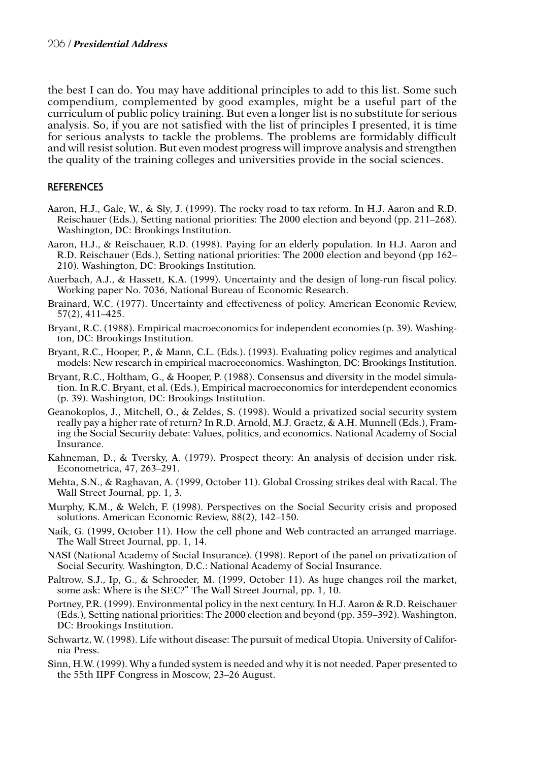the best I can do. You may have additional principles to add to this list. Some such compendium, complemented by good examples, might be a useful part of the curriculum of public policy training. But even a longer list is no substitute for serious analysis. So, if you are not satisfied with the list of principles I presented, it is time for serious analysts to tackle the problems. The problems are formidably difficult and will resist solution. But even modest progress will improve analysis and strengthen the quality of the training colleges and universities provide in the social sciences.

## REFERENCES

Aaron, H.J., Gale, W., & Sly, J. (1999). The rocky road to tax reform. In H.J. Aaron and R.D. Reischauer (Eds.), Setting national priorities: The 2000 election and beyond (pp. 211–268). Washington, DC: Brookings Institution.

Aaron, H.J., & Reischauer, R.D. (1998). Paying for an elderly population. In H.J. Aaron and R.D. Reischauer (Eds.), Setting national priorities: The 2000 election and beyond (pp 162–210). Washington, DC: Brookings Institution.

Auerbach, A.J., & Hassett, K.A. (1999). Uncertainty and the design of long-run fiscal policy. Working paper No. 7036, National Bureau of Economic Research.

Brainard, W.C. (1977). Uncertainty and effectiveness of policy. American Economic Review, 57(2), 411–425.

Bryant, R.C. (1988). Empirical macroeconomics for independent economies (p. 39). Washington, DC: Brookings Institution.

Bryant, R.C., Hooper, P., & Mann, C.L. (Eds.). (1993). Evaluating policy regimes and analytical models: New research in empirical macroeconomics. Washington, DC: Brookings Institution.

Bryant, R.C., Holtham, G., & Hooper, P. (1988). Consensus and diversity in the model simulation. In R.C. Bryant, et al. (Eds.), Empirical macroeconomics for interdependent economics (p. 39). Washington, DC: Brookings Institution.

Geanokoplos, J., Mitchell, O., & Zeldes, S. (1998). Would a privatized social security system really pay a higher rate of return? In R.D. Arnold, M.J. Graetz, & A.H. Munnell (Eds.), Framing the Social Security debate: Values, politics, and economics. National Academy of Social Insurance.

Kahneman, D., & Tversky, A. (1979). Prospect theory: An analysis of decision under risk. Econometrica, 47, 263–291.

Mehta, S.N., & Raghavan, A. (1999, October 11). Global Crossing strikes deal with Racal. The Wall Street Journal, pp. 1, 3.

Murphy, K.M., & Welch, F. (1998). Perspectives on the Social Security crisis and proposed solutions. American Economic Review, 88(2), 142–150.

Naik, G. (1999, October 11). How the cell phone and Web contracted an arranged marriage. The Wall Street Journal, pp. 1, 14.

NASI (National Academy of Social Insurance). (1998). Report of the panel on privatization of Social Security. Washington, D.C.: National Academy of Social Insurance.

Paltrow, S.J., Ip, G., & Schroeder, M. (1999, October 11). As huge changes roil the market, some ask: Where is the SEC?" The Wall Street Journal, pp. 1, 10.

Portney, P.R. (1999). Environmental policy in the next century. In H.J. Aaron & R.D. Reischauer (Eds.), Setting national priorities: The 2000 election and beyond (pp. 359–392). Washington, DC: Brookings Institution.

Schwartz, W. (1998). Life without disease: The pursuit of medical Utopia. University of California Press.

Sinn, H.W. (1999). Why a funded system is needed and why it is not needed. Paper presented to the 55th IIPF Congress in Moscow, 23–26 August.